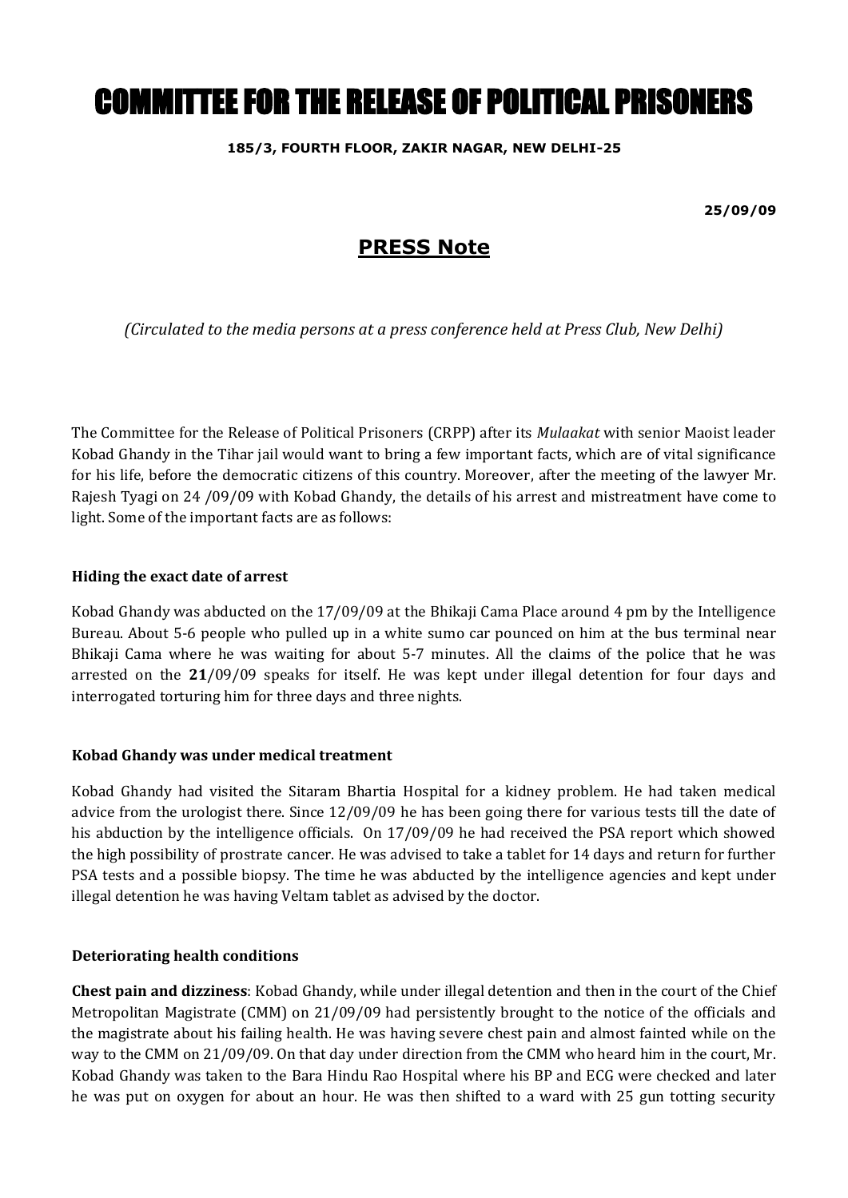# COMMITTEE FOR THE RELEASE OF POLITICAL PRISONERS

**185/3, FOURTH FLOOR, ZAKIR NAGAR, NEW DELHI-25**

**25/09/09**

## PRESS Note

*(Circulated to the media persons at a press conference held at Press Club, New Delhi)*

The Committee for the Release of Political Prisoners (CRPP) after its *Mulaakat* with senior Maoist leader Kobad Ghandy in the Tihar jail would want to bring a few important facts, which are of vital significance for his life, before the democratic citizens of this country. Moreover, after the meeting of the lawyer Mr. Rajesh Tyagi on 24 /09/09 with Kobad Ghandy, the details of his arrest and mistreatment have come to light. Some of the important facts are as follows:

### Hiding the exact date of arrest

Kobad Ghandy was abducted on the 17/09/09 at the Bhikaji Cama Place around 4 pm by the Intelligence Bureau. About 5-6 people who pulled up in a white sumo car pounced on him at the bus terminal near Bhikaji Cama where he was waiting for about 5-7 minutes. All the claims of the police that he was arrested on the **21**/09/09 speaks for itself. He was kept under illegal detention for four days and interrogated torturing him for three days and three nights.

### Kobad Ghandy was under medical treatment

Kobad Ghandy had visited the Sitaram Bhartia Hospital for a kidney problem. He had taken medical advice from the urologist there. Since 12/09/09 he has been going there for various tests till the date of his abduction by the intelligence officials. On 17/09/09 he had received the PSA report which showed the high possibility of prostrate cancer. He was advised to take a tablet for 14 days and return for further PSA tests and a possible biopsy. The time he was abducted by the intelligence agencies and kept under illegal detention he was having Veltam tablet as advised by the doctor.

### Deteriorating health conditions

**Chest pain and dizziness**: Kobad Ghandy, while under illegal detention and then in the court of the Chief Metropolitan Magistrate (CMM) on 21/09/09 had persistently brought to the notice of the officials and the magistrate about his failing health. He was having severe chest pain and almost fainted while on the way to the CMM on 21/09/09. On that day under direction from the CMM who heard him in the court, Mr. Kobad Ghandy was taken to the Bara Hindu Rao Hospital where his BP and ECG were checked and later he was put on oxygen for about an hour. He was then shifted to a ward with 25 gun totting security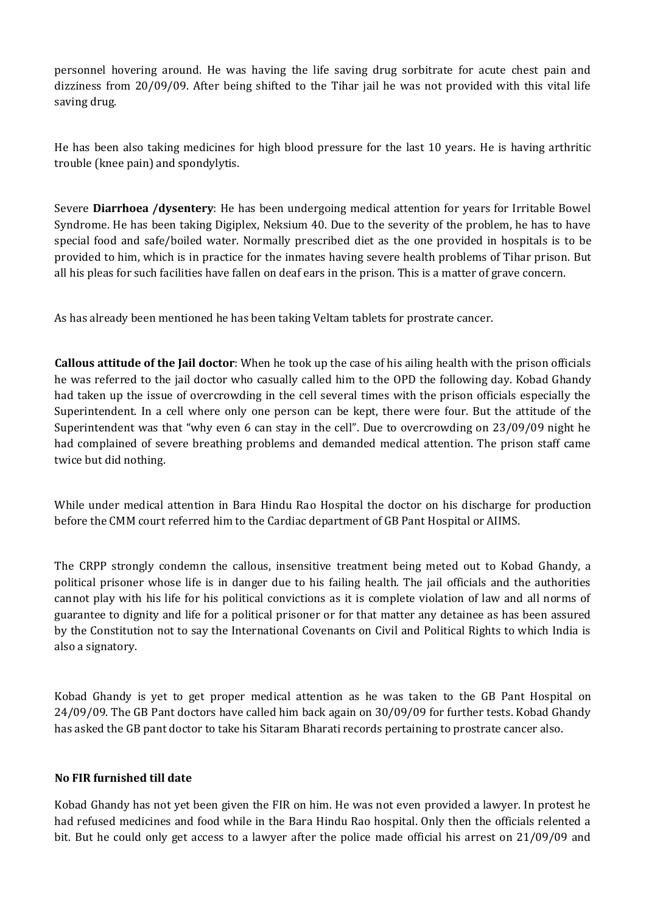personnel hovering around. He was having the life saving drug sorbitrate for acute chest pain and dizziness from 20/09/09. After being shifted to the Tihar jail he was not provided with this vital life saving drug.

He has been also taking medicines for high blood pressure for the last 10 years. He is having arthritic trouble (knee pain) and spondylytis.

Severe **Diarrhoea /dysentery**: He has been undergoing medical attention for years for Irritable Bowel Syndrome. He has been taking Digiplex, Neksium 40. Due to the severity of the problem, he has to have special food and safe/boiled water. Normally prescribed diet as the one provided in hospitals is to be provided to him, which is in practice for the inmates having severe health problems of Tihar prison. But all his pleas for such facilities have fallen on deaf ears in the prison. This is a matter of grave concern.

As has already been mentioned he has been taking Veltam tablets for prostrate cancer.

**Callous attitude of the Jail doctor**: When he took up the case of his ailing health with the prison officials he was referred to the jail doctor who casually called him to the OPD the following day. Kobad Ghandy had taken up the issue of overcrowding in the cell several times with the prison officials especially the Superintendent. In a cell where only one person can be kept, there were four. But the attitude of the Superintendent was that "why even 6 can stay in the cell". Due to overcrowding on 23/09/09 night he had complained of severe breathing problems and demanded medical attention. The prison staff came twice but did nothing.

While under medical attention in Bara Hindu Rao Hospital the doctor on his discharge for production before the CMM court referred him to the Cardiac department of GB Pant Hospital or AIIMS.

The CRPP strongly condemn the callous, insensitive treatment being meted out to Kobad Ghandy, a political prisoner whose life is in danger due to his failing health. The jail officials and the authorities cannot play with his life for his political convictions as it is complete violation of law and all norms of guarantee to dignity and life for a political prisoner or for that matter any detainee as has been assured by the Constitution not to say the International Covenants on Civil and Political Rights to which India is also a signatory.

Kobad Ghandy is yet to get proper medical attention as he was taken to the GB Pant Hospital on 24/09/09. The GB Pant doctors have called him back again on 30/09/09 for further tests. Kobad Ghandy has asked the GB pant doctor to take his Sitaram Bharati records pertaining to prostrate cancer also.

**No FIR furnished till date**

Kobad Ghandy has not yet been given the FIR on him. He was not even provided a lawyer. In protest he had refused medicines and food while in the Bara Hindu Rao hospital. Only then the officials relented a bit. But he could only get access to a lawyer after the police made official his arrest on 21/09/09 and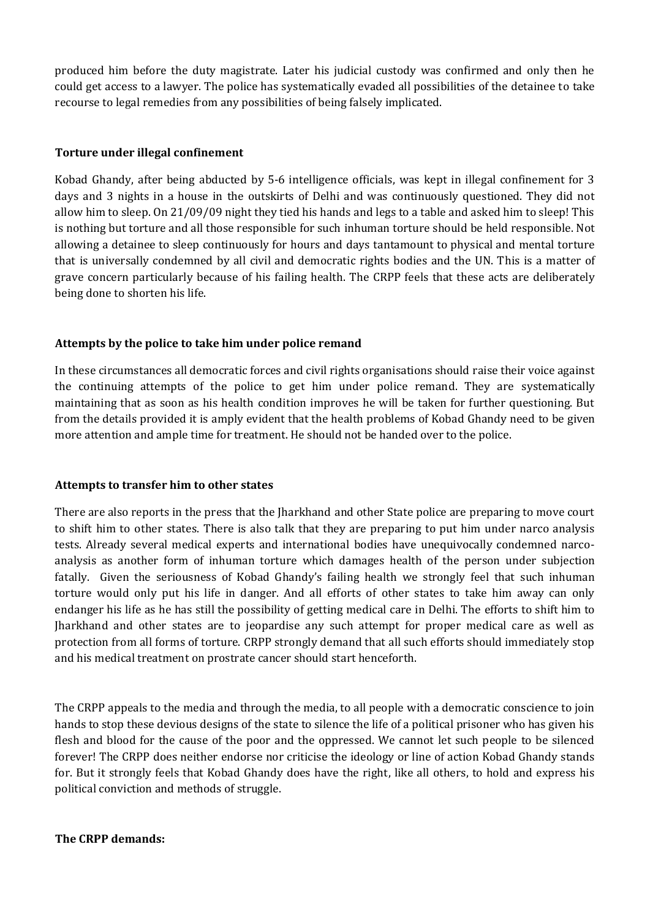produced him before the duty magistrate. Later his judicial custody was confirmed and only then he could get access to a lawyer. The police has systematically evaded all possibilities of the detainee to take recourse to legal remedies from any possibilities of being falsely implicated.

### Torture under illegal confinement

Kobad Ghandy, after being abducted by 5-6 intelligence officials, was kept in illegal confinement for 3 days and 3 nights in a house in the outskirts of Delhi and was continuously questioned. They did not allow him to sleep. On 21/09/09 night they tied his hands and legs to a table and asked him to sleep! This is nothing but torture and all those responsible for such inhuman torture should be held responsible. Not allowing a detainee to sleep continuously for hours and days tantamount to physical and mental torture that is universally condemned by all civil and democratic rights bodies and the UN. This is a matter of grave concern particularly because of his failing health. The CRPP feels that these acts are deliberately being done to shorten his life.

### Attempts by the police to take him under police remand

In these circumstances all democratic forces and civil rights organisations should raise their voice against the continuing attempts of the police to get him under police remand. They are systematically maintaining that as soon as his health condition improves he will be taken for further questioning. But from the details provided it is amply evident that the health problems of Kobad Ghandy need to be given more attention and ample time for treatment. He should not be handed over to the police.

### Attempts to transfer him to other states

There are also reports in the press that the Jharkhand and other State police are preparing to move court to shift him to other states. There is also talk that they are preparing to put him under narco analysis tests. Already several medical experts and international bodies have unequivocally condemned narco-analysis as another form of inhuman torture which damages health of the person under subjection fatally. Given the seriousness of Kobad Ghandy's failing health we strongly feel that such inhuman torture would only put his life in danger. And all efforts of other states to take him away can only endanger his life as he has still the possibility of getting medical care in Delhi. The efforts to shift him to Jharkhand and other states are to jeopardise any such attempt for proper medical care as well as protection from all forms of torture. CRPP strongly demand that all such efforts should immediately stop and his medical treatment on prostrate cancer should start henceforth.

The CRPP appeals to the media and through the media, to all people with a democratic conscience to join hands to stop these devious designs of the state to silence the life of a political prisoner who has given his flesh and blood for the cause of the poor and the oppressed. We cannot let such people to be silenced forever! The CRPP does neither endorse nor criticise the ideology or line of action Kobad Ghandy stands for. But it strongly feels that Kobad Ghandy does have the right, like all others, to hold and express his political conviction and methods of struggle.

**The CRPP demands:**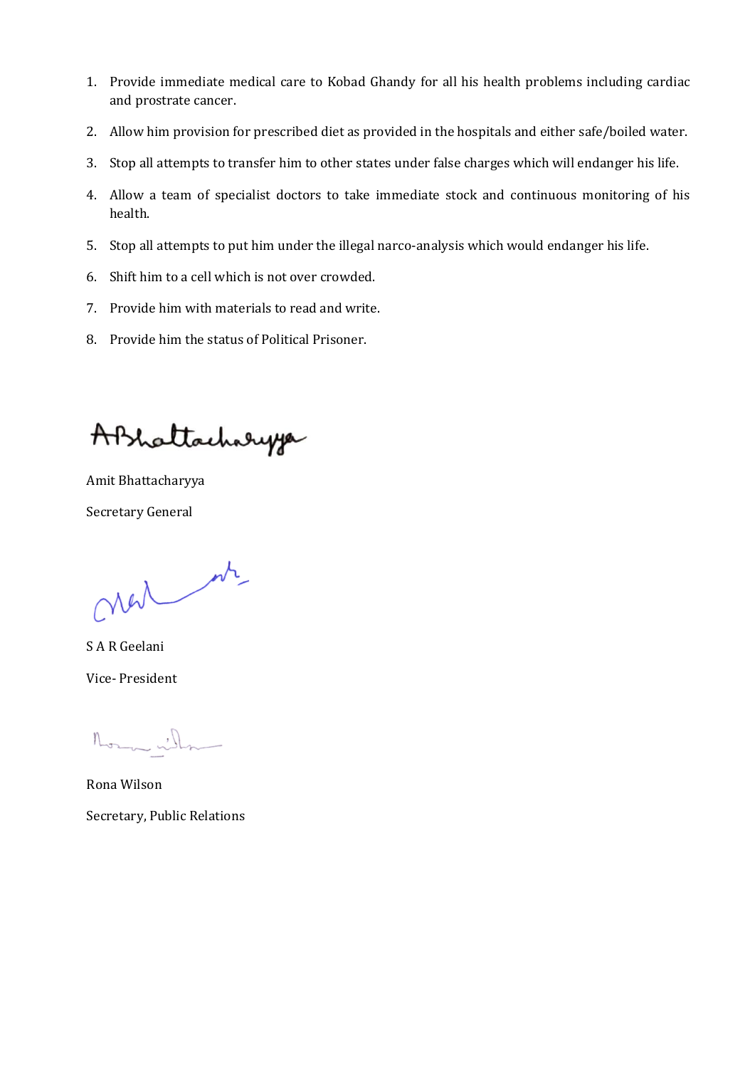1. Provide immediate medical care to Kobad Ghandy for all his health problems including cardiac and prostrate cancer.
2. Allow him provision for prescribed diet as provided in the hospitals and either safe/boiled water.
3. Stop all attempts to transfer him to other states under false charges which will endanger his life.
4. Allow a team of specialist doctors to take immediate stock and continuous monitoring of his health.
5. Stop all attempts to put him under the illegal narco-analysis which would endanger his life.
6. Shift him to a cell which is not over crowded.
7. Provide him with materials to read and write.
8. Provide him the status of Political Prisoner.

ABhattacharyya

Amit Bhattacharyya

Secretary General

S A R Geelani

Vice- President

Rona Wilson

Secretary, Public Relations